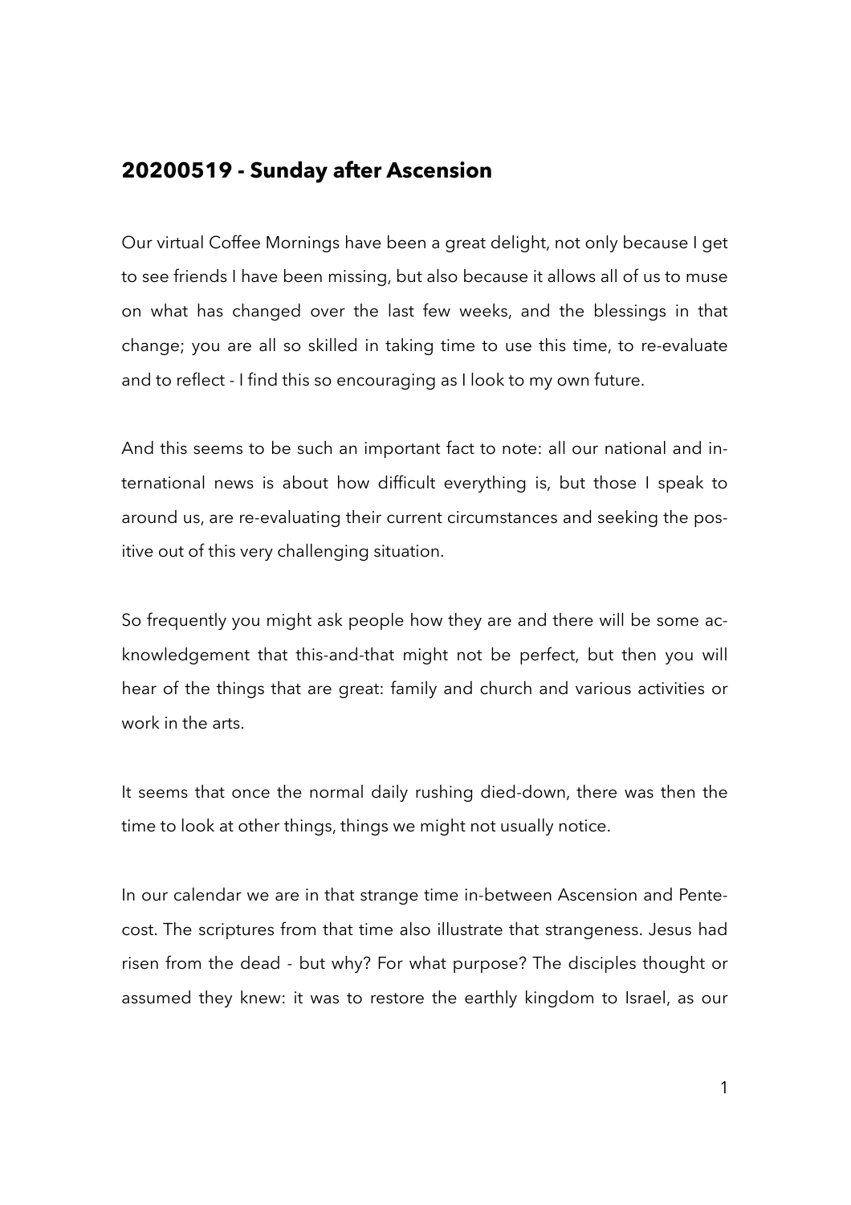## 20200519 - Sunday after Ascension

Our virtual Coffee Mornings have been a great delight, not only because I get to see friends I have been missing, but also because it allows all of us to muse on what has changed over the last few weeks, and the blessings in that change; you are all so skilled in taking time to use this time, to re-evaluate and to reflect - I find this so encouraging as I look to my own future.

And this seems to be such an important fact to note: all our national and international news is about how difficult everything is, but those I speak to around us, are re-evaluating their current circumstances and seeking the positive out of this very challenging situation.

So frequently you might ask people how they are and there will be some acknowledgement that this-and-that might not be perfect, but then you will hear of the things that are great: family and church and various activities or work in the arts.

It seems that once the normal daily rushing died-down, there was then the time to look at other things, things we might not usually notice.

In our calendar we are in that strange time in-between Ascension and Pentecost. The scriptures from that time also illustrate that strangeness. Jesus had risen from the dead - but why? For what purpose? The disciples thought or assumed they knew: it was to restore the earthly kingdom to Israel, as our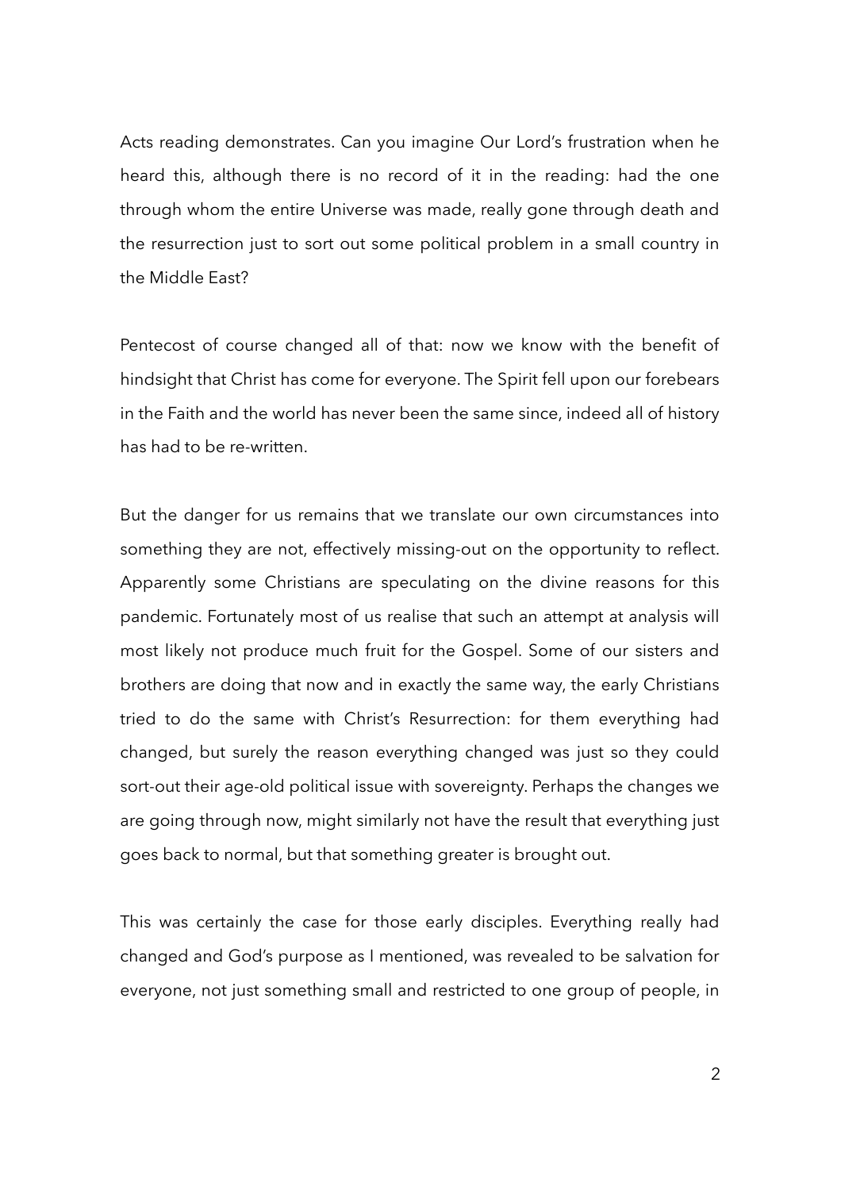Acts reading demonstrates. Can you imagine Our Lord's frustration when he heard this, although there is no record of it in the reading: had the one through whom the entire Universe was made, really gone through death and the resurrection just to sort out some political problem in a small country in the Middle East?

Pentecost of course changed all of that: now we know with the benefit of hindsight that Christ has come for everyone. The Spirit fell upon our forebears in the Faith and the world has never been the same since, indeed all of history has had to be re-written.

But the danger for us remains that we translate our own circumstances into something they are not, effectively missing-out on the opportunity to reflect. Apparently some Christians are speculating on the divine reasons for this pandemic. Fortunately most of us realise that such an attempt at analysis will most likely not produce much fruit for the Gospel. Some of our sisters and brothers are doing that now and in exactly the same way, the early Christians tried to do the same with Christ's Resurrection: for them everything had changed, but surely the reason everything changed was just so they could sort-out their age-old political issue with sovereignty. Perhaps the changes we are going through now, might similarly not have the result that everything just goes back to normal, but that something greater is brought out.

This was certainly the case for those early disciples. Everything really had changed and God's purpose as I mentioned, was revealed to be salvation for everyone, not just something small and restricted to one group of people, in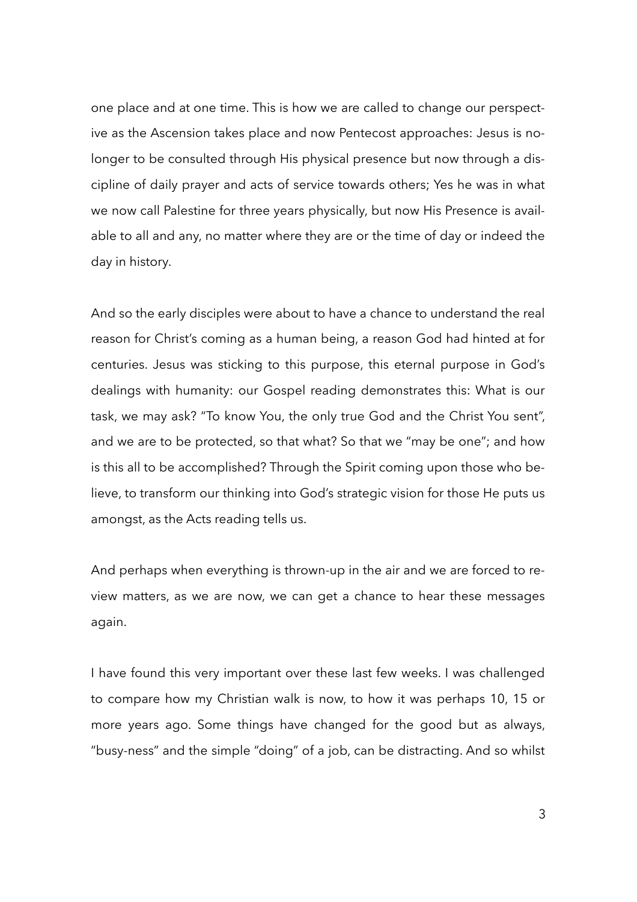one place and at one time. This is how we are called to change our perspective as the Ascension takes place and now Pentecost approaches: Jesus is no-longer to be consulted through His physical presence but now through a discipline of daily prayer and acts of service towards others; Yes he was in what we now call Palestine for three years physically, but now His Presence is available to all and any, no matter where they are or the time of day or indeed the day in history.

And so the early disciples were about to have a chance to understand the real reason for Christ's coming as a human being, a reason God had hinted at for centuries. Jesus was sticking to this purpose, this eternal purpose in God's dealings with humanity: our Gospel reading demonstrates this: What is our task, we may ask? "To know You, the only true God and the Christ You sent", and we are to be protected, so that what? So that we "may be one"; and how is this all to be accomplished? Through the Spirit coming upon those who believe, to transform our thinking into God's strategic vision for those He puts us amongst, as the Acts reading tells us.

And perhaps when everything is thrown-up in the air and we are forced to review matters, as we are now, we can get a chance to hear these messages again.

I have found this very important over these last few weeks. I was challenged to compare how my Christian walk is now, to how it was perhaps 10, 15 or more years ago. Some things have changed for the good but as always, "busy-ness" and the simple "doing" of a job, can be distracting. And so whilst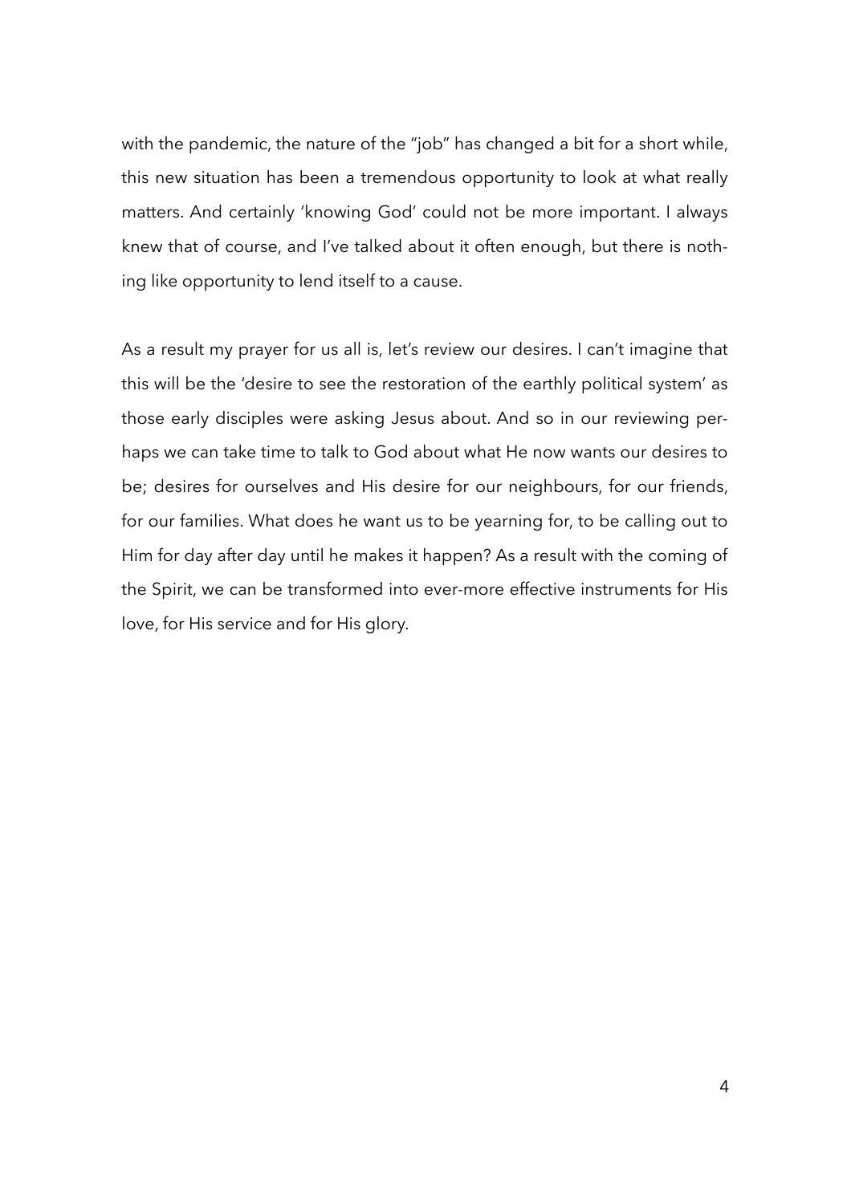with the pandemic, the nature of the "job" has changed a bit for a short while, this new situation has been a tremendous opportunity to look at what really matters. And certainly 'knowing God' could not be more important. I always knew that of course, and I've talked about it often enough, but there is nothing like opportunity to lend itself to a cause.

As a result my prayer for us all is, let's review our desires. I can't imagine that this will be the 'desire to see the restoration of the earthly political system' as those early disciples were asking Jesus about. And so in our reviewing perhaps we can take time to talk to God about what He now wants our desires to be; desires for ourselves and His desire for our neighbours, for our friends, for our families. What does he want us to be yearning for, to be calling out to Him for day after day until he makes it happen? As a result with the coming of the Spirit, we can be transformed into ever-more effective instruments for His love, for His service and for His glory.